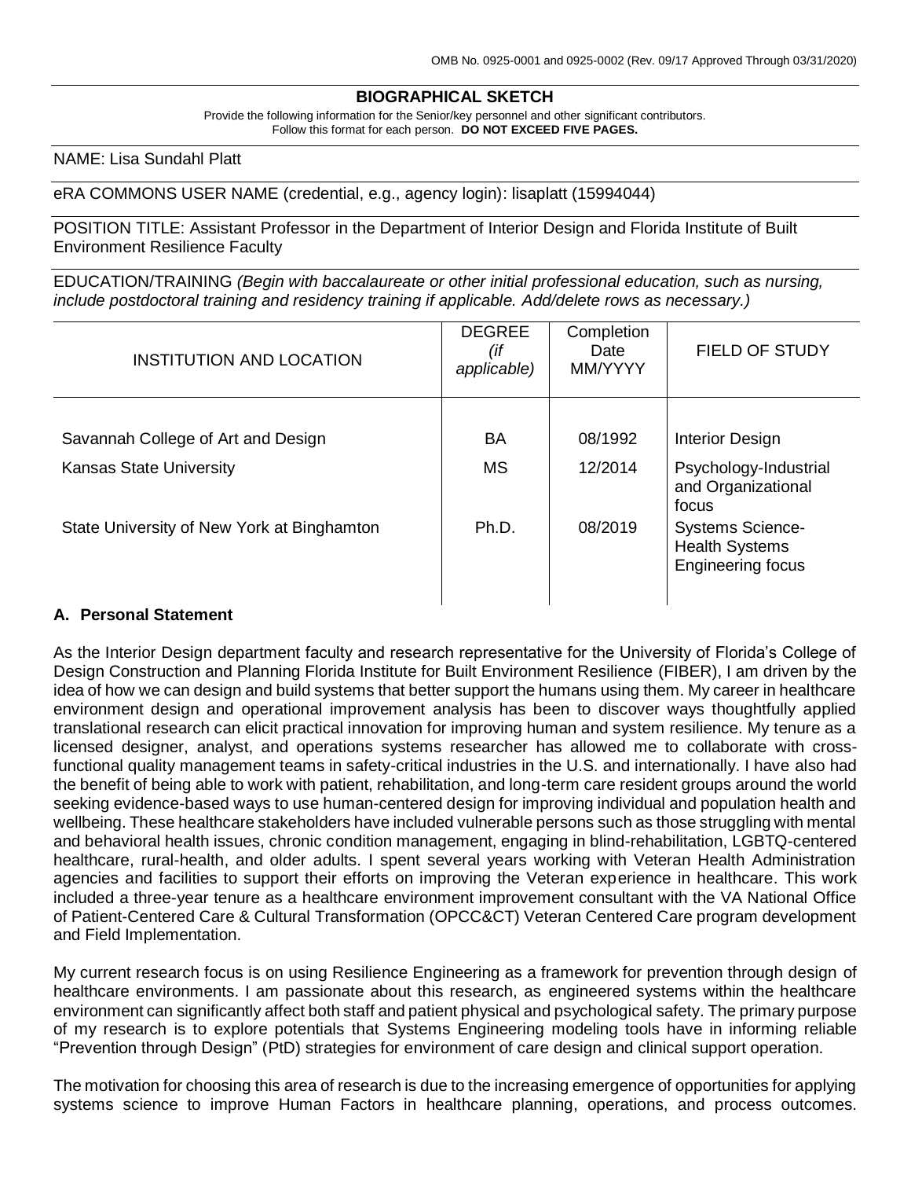# BIOGRAPHICAL SKETCH

Provide the following information for the Senior/key personnel and other significant contributors.
Follow this format for each person. **DO NOT EXCEED FIVE PAGES.**

NAME: Lisa Sundahl Platt

eRA COMMONS USER NAME (credential, e.g., agency login): lisaplatt (15994044)

POSITION TITLE: Assistant Professor in the Department of Interior Design and Florida Institute of Built Environment Resilience Faculty

EDUCATION/TRAINING *(Begin with baccalaureate or other initial professional education, such as nursing, include postdoctoral training and residency training if applicable. Add/delete rows as necessary.)*

| INSTITUTION AND LOCATION | DEGREE *(if applicable)* | Completion Date MM/YYYY | FIELD OF STUDY |
|---|---|---|---|
| Savannah College of Art and Design | BA | 08/1992 | Interior Design |
| Kansas State University | MS | 12/2014 | Psychology-Industrial and Organizational focus |
| State University of New York at Binghamton | Ph.D. | 08/2019 | Systems Science-Health Systems Engineering focus |

## A. Personal Statement

As the Interior Design department faculty and research representative for the University of Florida's College of Design Construction and Planning Florida Institute for Built Environment Resilience (FIBER), I am driven by the idea of how we can design and build systems that better support the humans using them. My career in healthcare environment design and operational improvement analysis has been to discover ways thoughtfully applied translational research can elicit practical innovation for improving human and system resilience. My tenure as a licensed designer, analyst, and operations systems researcher has allowed me to collaborate with cross-functional quality management teams in safety-critical industries in the U.S. and internationally. I have also had the benefit of being able to work with patient, rehabilitation, and long-term care resident groups around the world seeking evidence-based ways to use human-centered design for improving individual and population health and wellbeing. These healthcare stakeholders have included vulnerable persons such as those struggling with mental and behavioral health issues, chronic condition management, engaging in blind-rehabilitation, LGBTQ-centered healthcare, rural-health, and older adults. I spent several years working with Veteran Health Administration agencies and facilities to support their efforts on improving the Veteran experience in healthcare. This work included a three-year tenure as a healthcare environment improvement consultant with the VA National Office of Patient-Centered Care & Cultural Transformation (OPCC&CT) Veteran Centered Care program development and Field Implementation.

My current research focus is on using Resilience Engineering as a framework for prevention through design of healthcare environments. I am passionate about this research, as engineered systems within the healthcare environment can significantly affect both staff and patient physical and psychological safety. The primary purpose of my research is to explore potentials that Systems Engineering modeling tools have in informing reliable "Prevention through Design" (PtD) strategies for environment of care design and clinical support operation.

The motivation for choosing this area of research is due to the increasing emergence of opportunities for applying systems science to improve Human Factors in healthcare planning, operations, and process outcomes.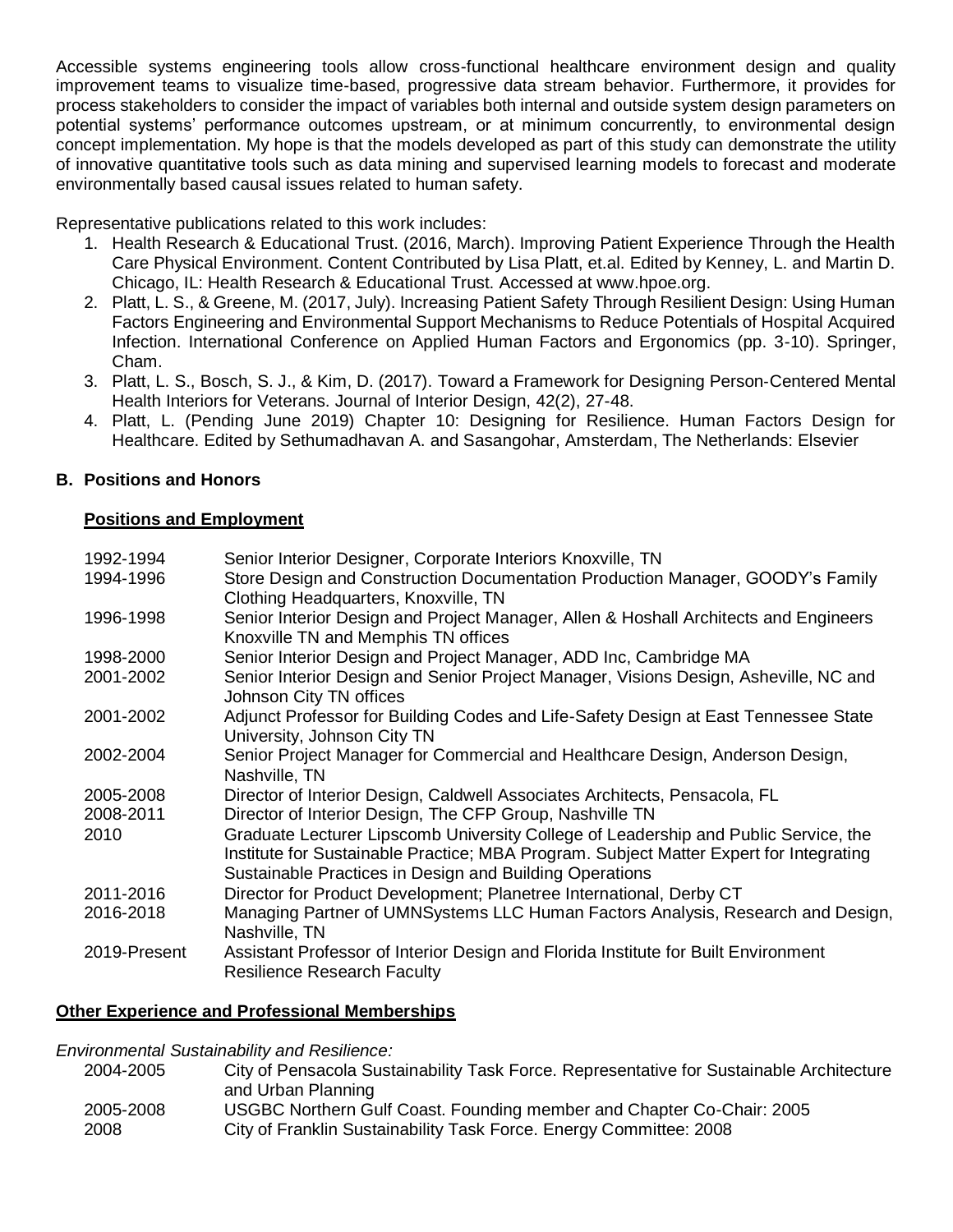Accessible systems engineering tools allow cross-functional healthcare environment design and quality improvement teams to visualize time-based, progressive data stream behavior. Furthermore, it provides for process stakeholders to consider the impact of variables both internal and outside system design parameters on potential systems' performance outcomes upstream, or at minimum concurrently, to environmental design concept implementation. My hope is that the models developed as part of this study can demonstrate the utility of innovative quantitative tools such as data mining and supervised learning models to forecast and moderate environmentally based causal issues related to human safety.

Representative publications related to this work includes:

1. Health Research & Educational Trust. (2016, March). Improving Patient Experience Through the Health Care Physical Environment. Content Contributed by Lisa Platt, et.al. Edited by Kenney, L. and Martin D. Chicago, IL: Health Research & Educational Trust. Accessed at www.hpoe.org.
2. Platt, L. S., & Greene, M. (2017, July). Increasing Patient Safety Through Resilient Design: Using Human Factors Engineering and Environmental Support Mechanisms to Reduce Potentials of Hospital Acquired Infection. International Conference on Applied Human Factors and Ergonomics (pp. 3-10). Springer, Cham.
3. Platt, L. S., Bosch, S. J., & Kim, D. (2017). Toward a Framework for Designing Person-Centered Mental Health Interiors for Veterans. Journal of Interior Design, 42(2), 27-48.
4. Platt, L. (Pending June 2019) Chapter 10: Designing for Resilience. Human Factors Design for Healthcare. Edited by Sethumadhavan A. and Sasangohar, Amsterdam, The Netherlands: Elsevier

## B. Positions and Honors

### Positions and Employment

| | |
|---|---|
| 1992-1994 | Senior Interior Designer, Corporate Interiors Knoxville, TN |
| 1994-1996 | Store Design and Construction Documentation Production Manager, GOODY's Family Clothing Headquarters, Knoxville, TN |
| 1996-1998 | Senior Interior Design and Project Manager, Allen & Hoshall Architects and Engineers Knoxville TN and Memphis TN offices |
| 1998-2000 | Senior Interior Design and Project Manager, ADD Inc, Cambridge MA |
| 2001-2002 | Senior Interior Design and Senior Project Manager, Visions Design, Asheville, NC and Johnson City TN offices |
| 2001-2002 | Adjunct Professor for Building Codes and Life-Safety Design at East Tennessee State University, Johnson City TN |
| 2002-2004 | Senior Project Manager for Commercial and Healthcare Design, Anderson Design, Nashville, TN |
| 2005-2008 | Director of Interior Design, Caldwell Associates Architects, Pensacola, FL |
| 2008-2011 | Director of Interior Design, The CFP Group, Nashville TN |
| 2010 | Graduate Lecturer Lipscomb University College of Leadership and Public Service, the Institute for Sustainable Practice; MBA Program. Subject Matter Expert for Integrating Sustainable Practices in Design and Building Operations |
| 2011-2016 | Director for Product Development; Planetree International, Derby CT |
| 2016-2018 | Managing Partner of UMNSystems LLC Human Factors Analysis, Research and Design, Nashville, TN |
| 2019-Present | Assistant Professor of Interior Design and Florida Institute for Built Environment Resilience Research Faculty |

### Other Experience and Professional Memberships

*Environmental Sustainability and Resilience:*

| | |
|---|---|
| 2004-2005 | City of Pensacola Sustainability Task Force. Representative for Sustainable Architecture and Urban Planning |
| 2005-2008 | USGBC Northern Gulf Coast. Founding member and Chapter Co-Chair: 2005 |
| 2008 | City of Franklin Sustainability Task Force. Energy Committee: 2008 |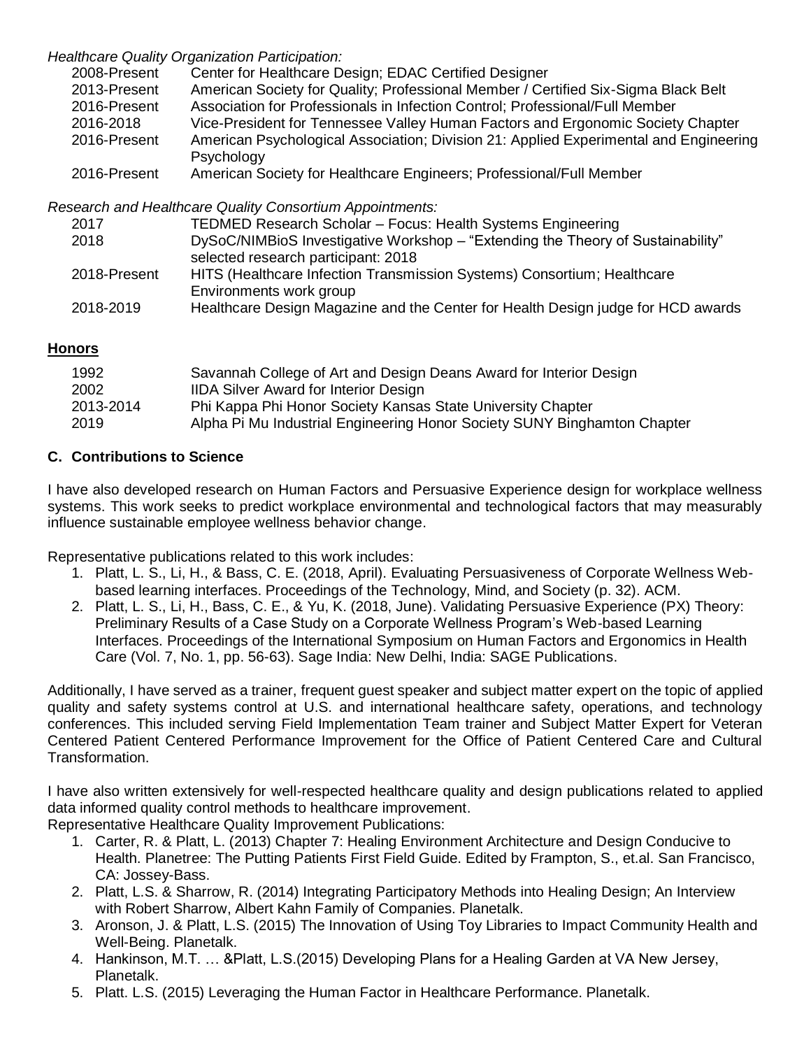*Healthcare Quality Organization Participation:*

| | |
|---|---|
| 2008-Present | Center for Healthcare Design; EDAC Certified Designer |
| 2013-Present | American Society for Quality; Professional Member / Certified Six-Sigma Black Belt |
| 2016-Present | Association for Professionals in Infection Control; Professional/Full Member |
| 2016-2018 | Vice-President for Tennessee Valley Human Factors and Ergonomic Society Chapter |
| 2016-Present | American Psychological Association; Division 21: Applied Experimental and Engineering Psychology |
| 2016-Present | American Society for Healthcare Engineers; Professional/Full Member |

*Research and Healthcare Quality Consortium Appointments:*

| | |
|---|---|
| 2017 | TEDMED Research Scholar – Focus: Health Systems Engineering |
| 2018 | DySoC/NIMBioS Investigative Workshop – "Extending the Theory of Sustainability" selected research participant: 2018 |
| 2018-Present | HITS (Healthcare Infection Transmission Systems) Consortium; Healthcare Environments work group |
| 2018-2019 | Healthcare Design Magazine and the Center for Health Design judge for HCD awards |

**Honors**

| | |
|---|---|
| 1992 | Savannah College of Art and Design Deans Award for Interior Design |
| 2002 | IIDA Silver Award for Interior Design |
| 2013-2014 | Phi Kappa Phi Honor Society Kansas State University Chapter |
| 2019 | Alpha Pi Mu Industrial Engineering Honor Society SUNY Binghamton Chapter |

## C. Contributions to Science

I have also developed research on Human Factors and Persuasive Experience design for workplace wellness systems. This work seeks to predict workplace environmental and technological factors that may measurably influence sustainable employee wellness behavior change.

Representative publications related to this work includes:

1. Platt, L. S., Li, H., & Bass, C. E. (2018, April). Evaluating Persuasiveness of Corporate Wellness Web-based learning interfaces. Proceedings of the Technology, Mind, and Society (p. 32). ACM.
2. Platt, L. S., Li, H., Bass, C. E., & Yu, K. (2018, June). Validating Persuasive Experience (PX) Theory: Preliminary Results of a Case Study on a Corporate Wellness Program's Web-based Learning Interfaces. Proceedings of the International Symposium on Human Factors and Ergonomics in Health Care (Vol. 7, No. 1, pp. 56-63). Sage India: New Delhi, India: SAGE Publications.

Additionally, I have served as a trainer, frequent guest speaker and subject matter expert on the topic of applied quality and safety systems control at U.S. and international healthcare safety, operations, and technology conferences. This included serving Field Implementation Team trainer and Subject Matter Expert for Veteran Centered Patient Centered Performance Improvement for the Office of Patient Centered Care and Cultural Transformation.

I have also written extensively for well-respected healthcare quality and design publications related to applied data informed quality control methods to healthcare improvement.
Representative Healthcare Quality Improvement Publications:

1. Carter, R. & Platt, L. (2013) Chapter 7: Healing Environment Architecture and Design Conducive to Health. Planetree: The Putting Patients First Field Guide. Edited by Frampton, S., et.al. San Francisco, CA: Jossey-Bass.
2. Platt, L.S. & Sharrow, R. (2014) Integrating Participatory Methods into Healing Design; An Interview with Robert Sharrow, Albert Kahn Family of Companies. Planetalk.
3. Aronson, J. & Platt, L.S. (2015) The Innovation of Using Toy Libraries to Impact Community Health and Well-Being. Planetalk.
4. Hankinson, M.T. … &Platt, L.S.(2015) Developing Plans for a Healing Garden at VA New Jersey, Planetalk.
5. Platt. L.S. (2015) Leveraging the Human Factor in Healthcare Performance. Planetalk.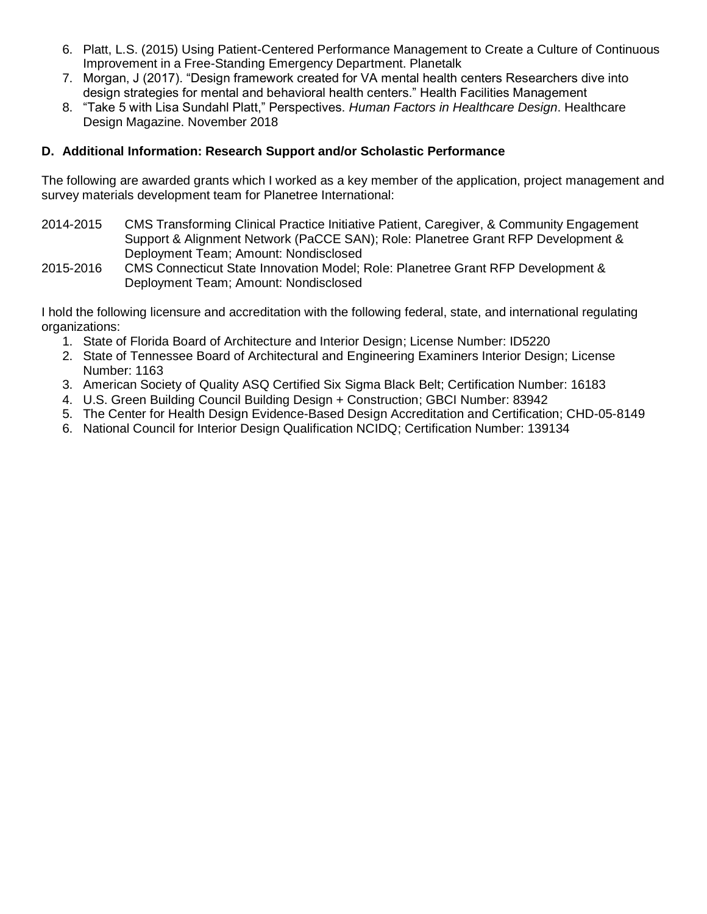6. Platt, L.S. (2015) Using Patient-Centered Performance Management to Create a Culture of Continuous Improvement in a Free-Standing Emergency Department. Planetalk
7. Morgan, J (2017). "Design framework created for VA mental health centers Researchers dive into design strategies for mental and behavioral health centers." Health Facilities Management
8. "Take 5 with Lisa Sundahl Platt," Perspectives. *Human Factors in Healthcare Design*. Healthcare Design Magazine. November 2018

**D. Additional Information: Research Support and/or Scholastic Performance**

The following are awarded grants which I worked as a key member of the application, project management and survey materials development team for Planetree International:

2014-2015 CMS Transforming Clinical Practice Initiative Patient, Caregiver, & Community Engagement Support & Alignment Network (PaCCE SAN); Role: Planetree Grant RFP Development & Deployment Team; Amount: Nondisclosed

2015-2016 CMS Connecticut State Innovation Model; Role: Planetree Grant RFP Development & Deployment Team; Amount: Nondisclosed

I hold the following licensure and accreditation with the following federal, state, and international regulating organizations:

1. State of Florida Board of Architecture and Interior Design; License Number: ID5220
2. State of Tennessee Board of Architectural and Engineering Examiners Interior Design; License Number: 1163
3. American Society of Quality ASQ Certified Six Sigma Black Belt; Certification Number: 16183
4. U.S. Green Building Council Building Design + Construction; GBCI Number: 83942
5. The Center for Health Design Evidence-Based Design Accreditation and Certification; CHD-05-8149
6. National Council for Interior Design Qualification NCIDQ; Certification Number: 139134